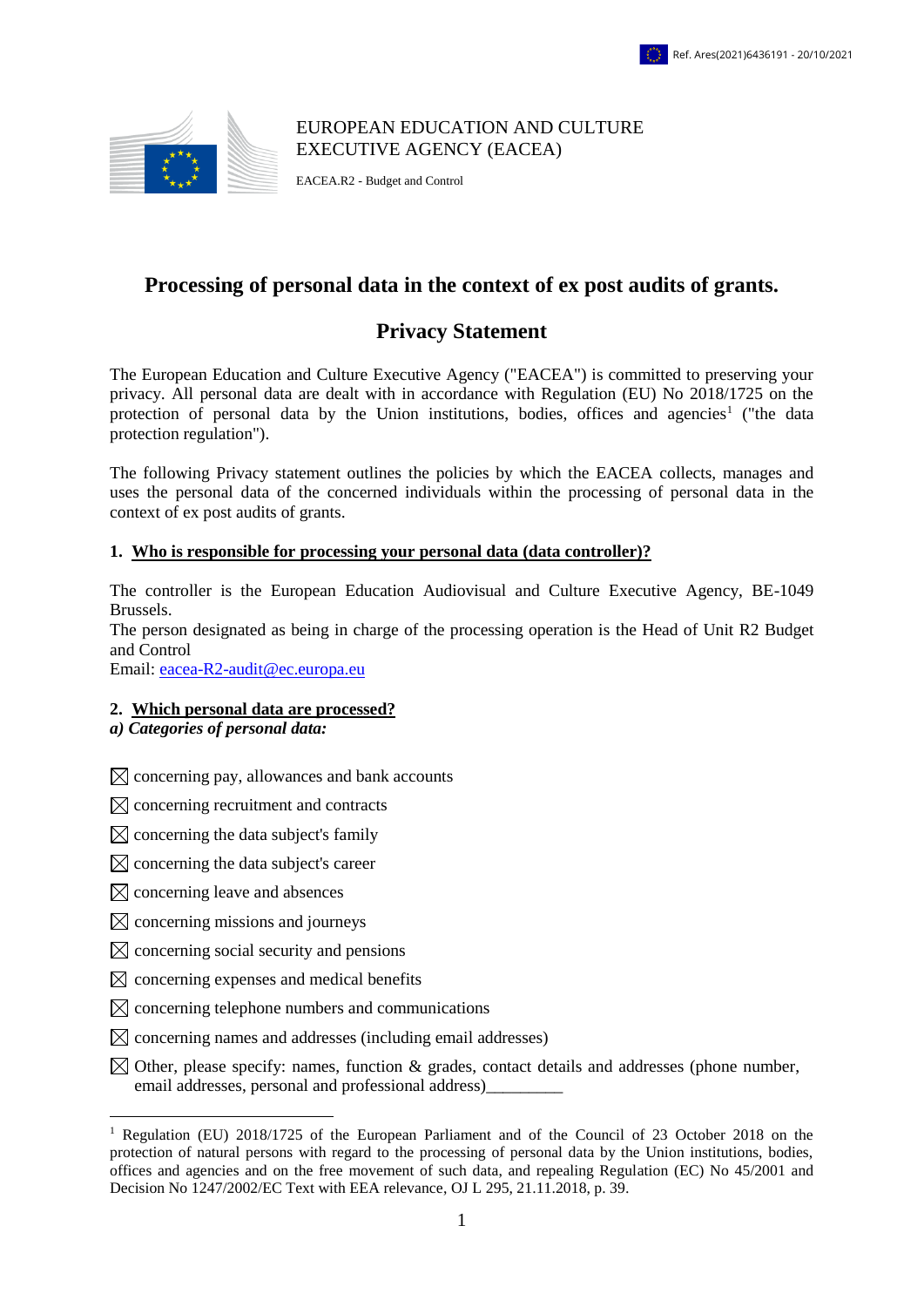Ref. Ares(2021)6436191 - 20/10/2021

EUROPEAN EDUCATION AND CULTURE EXECUTIVE AGENCY (EACEA)

EACEA.R2 - Budget and Control

# Processing of personal data in the context of ex post audits of grants.

# Privacy Statement

The European Education and Culture Executive Agency ("EACEA") is committed to preserving your privacy. All personal data are dealt with in accordance with Regulation (EU) No 2018/1725 on the protection of personal data by the Union institutions, bodies, offices and agencies[1] ("the data protection regulation").

The following Privacy statement outlines the policies by which the EACEA collects, manages and uses the personal data of the concerned individuals within the processing of personal data in the context of ex post audits of grants.

## 1. Who is responsible for processing your personal data (data controller)?

The controller is the European Education Audiovisual and Culture Executive Agency, BE-1049 Brussels.
The person designated as being in charge of the processing operation is the Head of Unit R2 Budget and Control
Email: eacea-R2-audit@ec.europa.eu

## 2. Which personal data are processed?

***a) Categories of personal data:***

☒ concerning pay, allowances and bank accounts

☒ concerning recruitment and contracts

☒ concerning the data subject's family

☒ concerning the data subject's career

☒ concerning leave and absences

☒ concerning missions and journeys

☒ concerning social security and pensions

☒ concerning expenses and medical benefits

☒ concerning telephone numbers and communications

☒ concerning names and addresses (including email addresses)

☒ Other, please specify: names, function & grades, contact details and addresses (phone number, email addresses, personal and professional address)_________

[1] Regulation (EU) 2018/1725 of the European Parliament and of the Council of 23 October 2018 on the protection of natural persons with regard to the processing of personal data by the Union institutions, bodies, offices and agencies and on the free movement of such data, and repealing Regulation (EC) No 45/2001 and Decision No 1247/2002/EC Text with EEA relevance, OJ L 295, 21.11.2018, p. 39.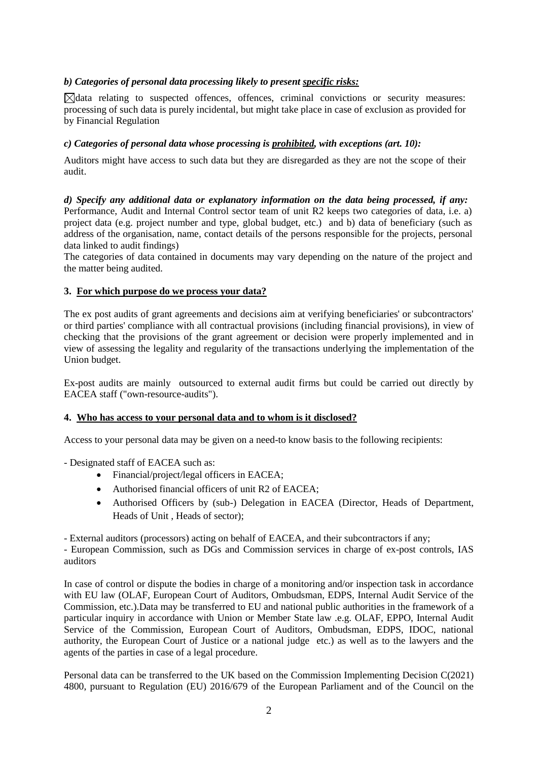***b) Categories of personal data processing likely to present <u>specific risks:</u>***

☒data relating to suspected offences, offences, criminal convictions or security measures: processing of such data is purely incidental, but might take place in case of exclusion as provided for by Financial Regulation

***c) Categories of personal data whose processing is <u>prohibited</u>, with exceptions (art. 10):***

Auditors might have access to such data but they are disregarded as they are not the scope of their audit.

***d) Specify any additional data or explanatory information on the data being processed, if any:***
Performance, Audit and Internal Control sector team of unit R2 keeps two categories of data, i.e. a) project data (e.g. project number and type, global budget, etc.) and b) data of beneficiary (such as address of the organisation, name, contact details of the persons responsible for the projects, personal data linked to audit findings)

The categories of data contained in documents may vary depending on the nature of the project and the matter being audited.

## 3. For which purpose do we process your data?

The ex post audits of grant agreements and decisions aim at verifying beneficiaries' or subcontractors' or third parties' compliance with all contractual provisions (including financial provisions), in view of checking that the provisions of the grant agreement or decision were properly implemented and in view of assessing the legality and regularity of the transactions underlying the implementation of the Union budget.

Ex-post audits are mainly outsourced to external audit firms but could be carried out directly by EACEA staff ("own-resource-audits").

## 4. Who has access to your personal data and to whom is it disclosed?

Access to your personal data may be given on a need-to know basis to the following recipients:

- Designated staff of EACEA such as:
  - Financial/project/legal officers in EACEA;
  - Authorised financial officers of unit R2 of EACEA;
  - Authorised Officers by (sub-) Delegation in EACEA (Director, Heads of Department, Heads of Unit , Heads of sector);

- External auditors (processors) acting on behalf of EACEA, and their subcontractors if any;
- European Commission, such as DGs and Commission services in charge of ex-post controls, IAS auditors

In case of control or dispute the bodies in charge of a monitoring and/or inspection task in accordance with EU law (OLAF, European Court of Auditors, Ombudsman, EDPS, Internal Audit Service of the Commission, etc.).Data may be transferred to EU and national public authorities in the framework of a particular inquiry in accordance with Union or Member State law .e.g. OLAF, EPPO, Internal Audit Service of the Commission, European Court of Auditors, Ombudsman, EDPS, IDOC, national authority, the European Court of Justice or a national judge etc.) as well as to the lawyers and the agents of the parties in case of a legal procedure.

Personal data can be transferred to the UK based on the Commission Implementing Decision C(2021) 4800, pursuant to Regulation (EU) 2016/679 of the European Parliament and of the Council on the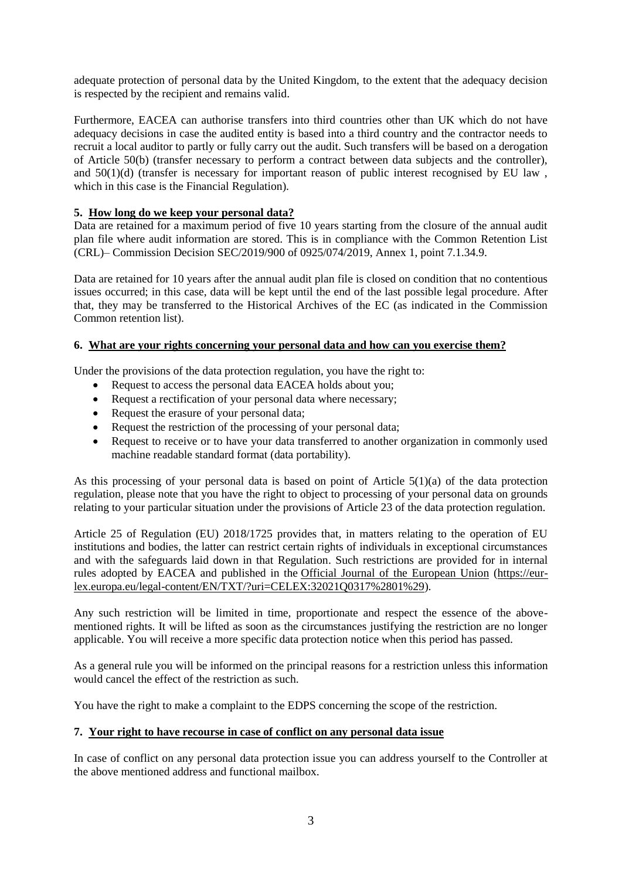adequate protection of personal data by the United Kingdom, to the extent that the adequacy decision is respected by the recipient and remains valid.

Furthermore, EACEA can authorise transfers into third countries other than UK which do not have adequacy decisions in case the audited entity is based into a third country and the contractor needs to recruit a local auditor to partly or fully carry out the audit. Such transfers will be based on a derogation of Article 50(b) (transfer necessary to perform a contract between data subjects and the controller), and 50(1)(d) (transfer is necessary for important reason of public interest recognised by EU law , which in this case is the Financial Regulation).

## 5. How long do we keep your personal data?

Data are retained for a maximum period of five 10 years starting from the closure of the annual audit plan file where audit information are stored. This is in compliance with the Common Retention List (CRL)– Commission Decision SEC/2019/900 of 0925/074/2019, Annex 1, point 7.1.34.9.

Data are retained for 10 years after the annual audit plan file is closed on condition that no contentious issues occurred; in this case, data will be kept until the end of the last possible legal procedure. After that, they may be transferred to the Historical Archives of the EC (as indicated in the Commission Common retention list).

## 6. What are your rights concerning your personal data and how can you exercise them?

Under the provisions of the data protection regulation, you have the right to:

- Request to access the personal data EACEA holds about you;
- Request a rectification of your personal data where necessary;
- Request the erasure of your personal data;
- Request the restriction of the processing of your personal data;
- Request to receive or to have your data transferred to another organization in commonly used machine readable standard format (data portability).

As this processing of your personal data is based on point of Article 5(1)(a) of the data protection regulation, please note that you have the right to object to processing of your personal data on grounds relating to your particular situation under the provisions of Article 23 of the data protection regulation.

Article 25 of Regulation (EU) 2018/1725 provides that, in matters relating to the operation of EU institutions and bodies, the latter can restrict certain rights of individuals in exceptional circumstances and with the safeguards laid down in that Regulation. Such restrictions are provided for in internal rules adopted by EACEA and published in the Official Journal of the European Union (https://eur-lex.europa.eu/legal-content/EN/TXT/?uri=CELEX:32021Q0317%2801%29).

Any such restriction will be limited in time, proportionate and respect the essence of the above-mentioned rights. It will be lifted as soon as the circumstances justifying the restriction are no longer applicable. You will receive a more specific data protection notice when this period has passed.

As a general rule you will be informed on the principal reasons for a restriction unless this information would cancel the effect of the restriction as such.

You have the right to make a complaint to the EDPS concerning the scope of the restriction.

## 7. Your right to have recourse in case of conflict on any personal data issue

In case of conflict on any personal data protection issue you can address yourself to the Controller at the above mentioned address and functional mailbox.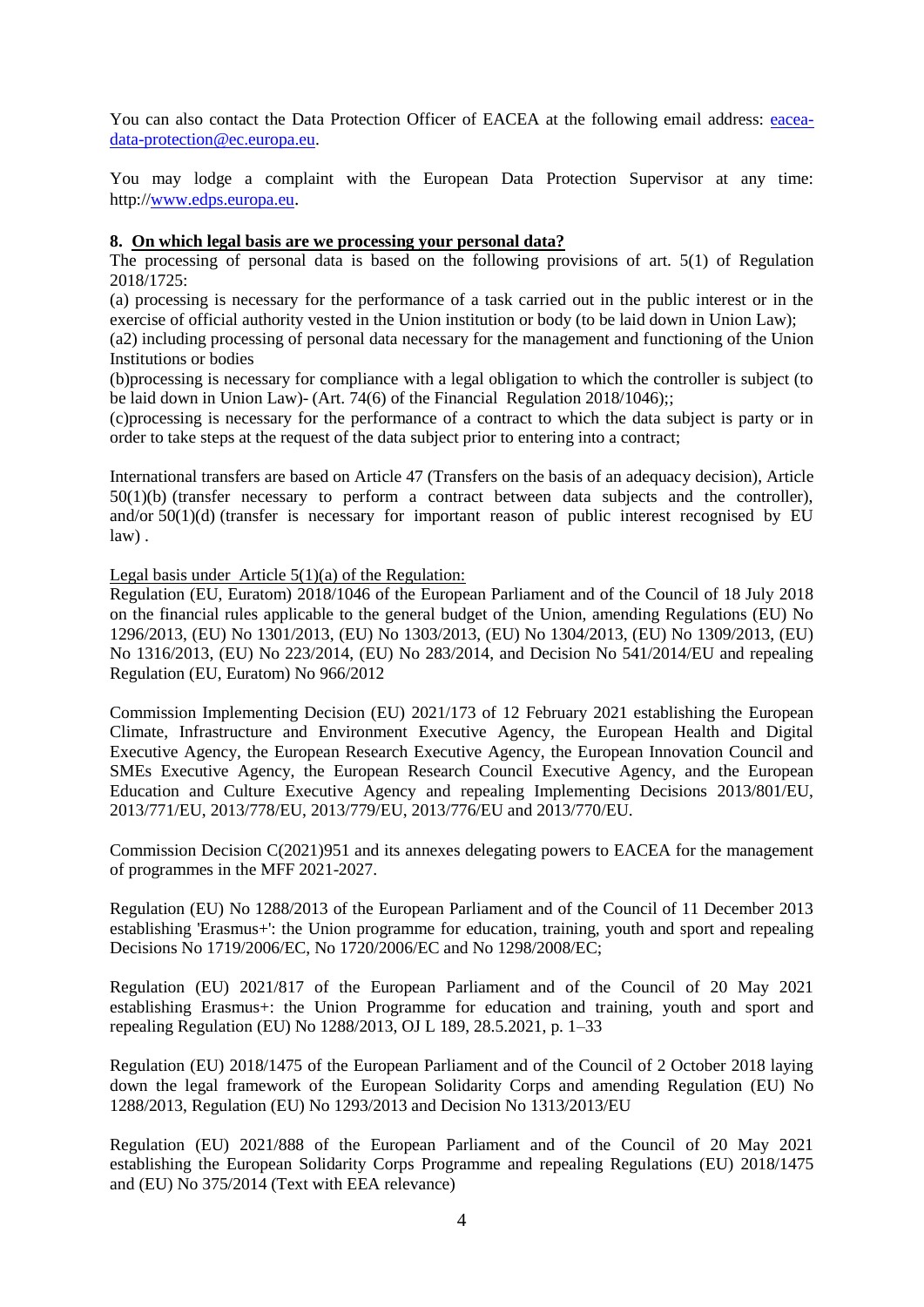You can also contact the Data Protection Officer of EACEA at the following email address: [eacea-data-protection@ec.europa.eu](mailto:eacea-data-protection@ec.europa.eu).

You may lodge a complaint with the European Data Protection Supervisor at any time: http://[www.edps.europa.eu](http://www.edps.europa.eu).

## 8. On which legal basis are we processing your personal data?

The processing of personal data is based on the following provisions of art. 5(1) of Regulation 2018/1725:

(a) processing is necessary for the performance of a task carried out in the public interest or in the exercise of official authority vested in the Union institution or body (to be laid down in Union Law);

(a2) including processing of personal data necessary for the management and functioning of the Union Institutions or bodies

(b)processing is necessary for compliance with a legal obligation to which the controller is subject (to be laid down in Union Law)- (Art. 74(6) of the Financial Regulation 2018/1046);;

(c)processing is necessary for the performance of a contract to which the data subject is party or in order to take steps at the request of the data subject prior to entering into a contract;

International transfers are based on Article 47 (Transfers on the basis of an adequacy decision), Article 50(1)(b) (transfer necessary to perform a contract between data subjects and the controller), and/or 50(1)(d) (transfer is necessary for important reason of public interest recognised by EU law) .

Legal basis under Article 5(1)(a) of the Regulation:

Regulation (EU, Euratom) 2018/1046 of the European Parliament and of the Council of 18 July 2018 on the financial rules applicable to the general budget of the Union, amending Regulations (EU) No 1296/2013, (EU) No 1301/2013, (EU) No 1303/2013, (EU) No 1304/2013, (EU) No 1309/2013, (EU) No 1316/2013, (EU) No 223/2014, (EU) No 283/2014, and Decision No 541/2014/EU and repealing Regulation (EU, Euratom) No 966/2012

Commission Implementing Decision (EU) 2021/173 of 12 February 2021 establishing the European Climate, Infrastructure and Environment Executive Agency, the European Health and Digital Executive Agency, the European Research Executive Agency, the European Innovation Council and SMEs Executive Agency, the European Research Council Executive Agency, and the European Education and Culture Executive Agency and repealing Implementing Decisions 2013/801/EU, 2013/771/EU, 2013/778/EU, 2013/779/EU, 2013/776/EU and 2013/770/EU.

Commission Decision C(2021)951 and its annexes delegating powers to EACEA for the management of programmes in the MFF 2021-2027.

Regulation (EU) No 1288/2013 of the European Parliament and of the Council of 11 December 2013 establishing 'Erasmus+': the Union programme for education, training, youth and sport and repealing Decisions No 1719/2006/EC, No 1720/2006/EC and No 1298/2008/EC;

Regulation (EU) 2021/817 of the European Parliament and of the Council of 20 May 2021 establishing Erasmus+: the Union Programme for education and training, youth and sport and repealing Regulation (EU) No 1288/2013, OJ L 189, 28.5.2021, p. 1–33

Regulation (EU) 2018/1475 of the European Parliament and of the Council of 2 October 2018 laying down the legal framework of the European Solidarity Corps and amending Regulation (EU) No 1288/2013, Regulation (EU) No 1293/2013 and Decision No 1313/2013/EU

Regulation (EU) 2021/888 of the European Parliament and of the Council of 20 May 2021 establishing the European Solidarity Corps Programme and repealing Regulations (EU) 2018/1475 and (EU) No 375/2014 (Text with EEA relevance)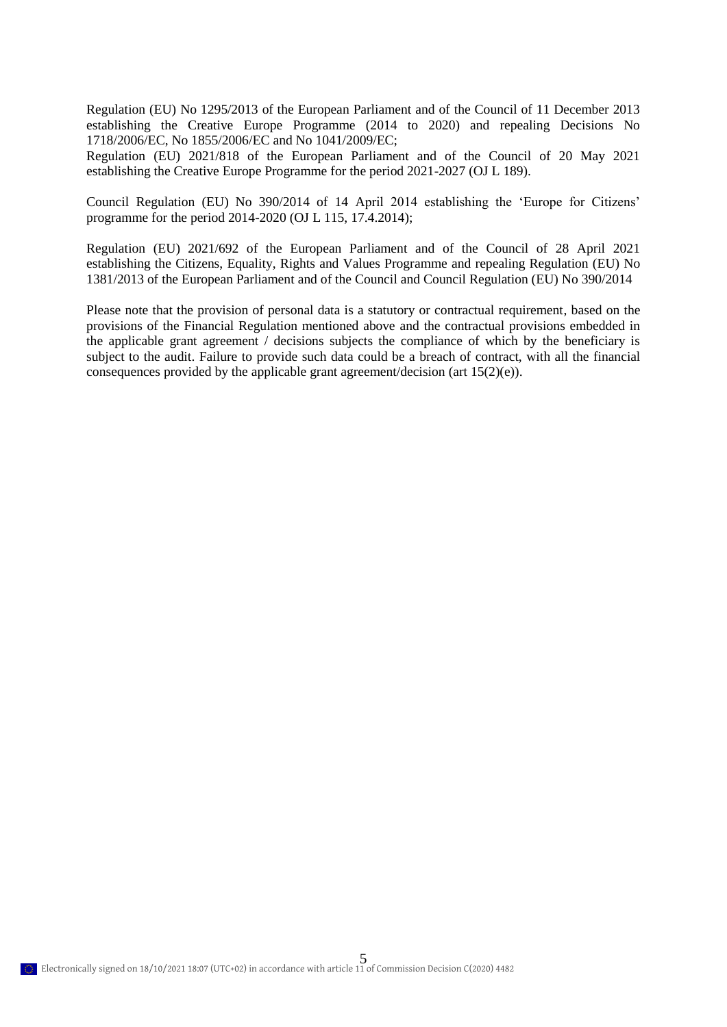Regulation (EU) No 1295/2013 of the European Parliament and of the Council of 11 December 2013 establishing the Creative Europe Programme (2014 to 2020) and repealing Decisions No 1718/2006/EC, No 1855/2006/EC and No 1041/2009/EC;

Regulation (EU) 2021/818 of the European Parliament and of the Council of 20 May 2021 establishing the Creative Europe Programme for the period 2021-2027 (OJ L 189).

Council Regulation (EU) No 390/2014 of 14 April 2014 establishing the 'Europe for Citizens' programme for the period 2014-2020 (OJ L 115, 17.4.2014);

Regulation (EU) 2021/692 of the European Parliament and of the Council of 28 April 2021 establishing the Citizens, Equality, Rights and Values Programme and repealing Regulation (EU) No 1381/2013 of the European Parliament and of the Council and Council Regulation (EU) No 390/2014

Please note that the provision of personal data is a statutory or contractual requirement, based on the provisions of the Financial Regulation mentioned above and the contractual provisions embedded in the applicable grant agreement / decisions subjects the compliance of which by the beneficiary is subject to the audit. Failure to provide such data could be a breach of contract, with all the financial consequences provided by the applicable grant agreement/decision (art 15(2)(e)).

Electronically signed on 18/10/2021 18:07 (UTC+02) in accordance with article 11 of Commission Decision C(2020) 4482